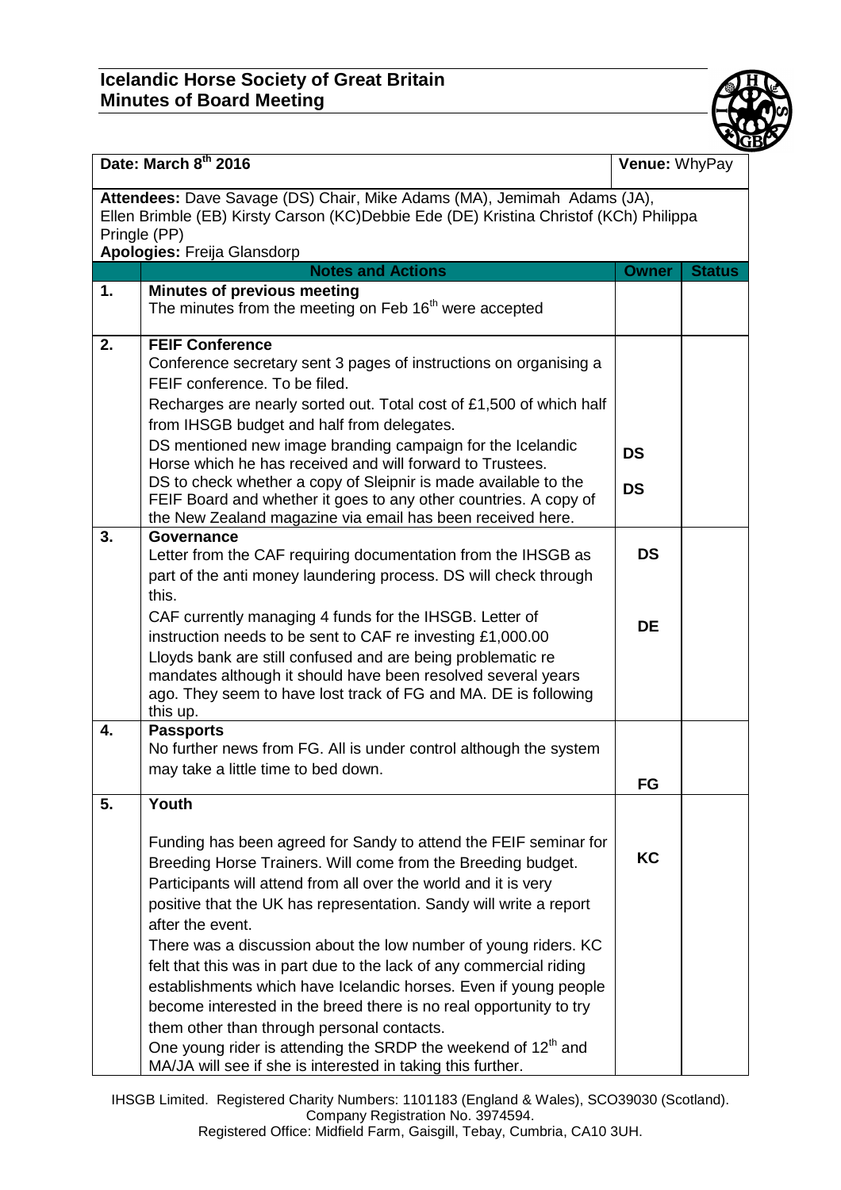## Icelandic Horse Society of Great Britain
## Minutes of Board Meeting

| Date: March 8th 2016 | | Venue: WhyPay | |
|---|---|---|---|
| **Attendees:** Dave Savage (DS) Chair, Mike Adams (MA), Jemimah Adams (JA), Ellen Brimble (EB) Kirsty Carson (KC)Debbie Ede (DE) Kristina Christof (KCh) Philippa Pringle (PP)<br>**Apologies:** Freija Glansdorp | | | |
| | **Notes and Actions** | **Owner** | **Status** |
| **1.** | **Minutes of previous meeting**<br>The minutes from the meeting on Feb 16th were accepted | | |
| **2.** | **FEIF Conference**<br>Conference secretary sent 3 pages of instructions on organising a FEIF conference. To be filed.<br>Recharges are nearly sorted out. Total cost of £1,500 of which half from IHSGB budget and half from delegates.<br>DS mentioned new image branding campaign for the Icelandic Horse which he has received and will forward to Trustees.<br>DS to check whether a copy of Sleipnir is made available to the FEIF Board and whether it goes to any other countries. A copy of the New Zealand magazine via email has been received here. | **DS**<br>**DS** | |
| **3.** | **Governance**<br>Letter from the CAF requiring documentation from the IHSGB as part of the anti money laundering process. DS will check through this.<br>CAF currently managing 4 funds for the IHSGB. Letter of instruction needs to be sent to CAF re investing £1,000.00<br>Lloyds bank are still confused and are being problematic re mandates although it should have been resolved several years ago. They seem to have lost track of FG and MA. DE is following this up. | **DS**<br>**DE** | |
| **4.** | **Passports**<br>No further news from FG. All is under control although the system may take a little time to bed down. | **FG** | |
| **5.** | **Youth**<br>Funding has been agreed for Sandy to attend the FEIF seminar for Breeding Horse Trainers. Will come from the Breeding budget. Participants will attend from all over the world and it is very positive that the UK has representation. Sandy will write a report after the event.<br>There was a discussion about the low number of young riders. KC felt that this was in part due to the lack of any commercial riding establishments which have Icelandic horses. Even if young people become interested in the breed there is no real opportunity to try them other than through personal contacts.<br>One young rider is attending the SRDP the weekend of 12th and MA/JA will see if she is interested in taking this further. | **KC** | |

IHSGB Limited. Registered Charity Numbers: 1101183 (England & Wales), SCO39030 (Scotland). Company Registration No. 3974594.
Registered Office: Midfield Farm, Gaisgill, Tebay, Cumbria, CA10 3UH.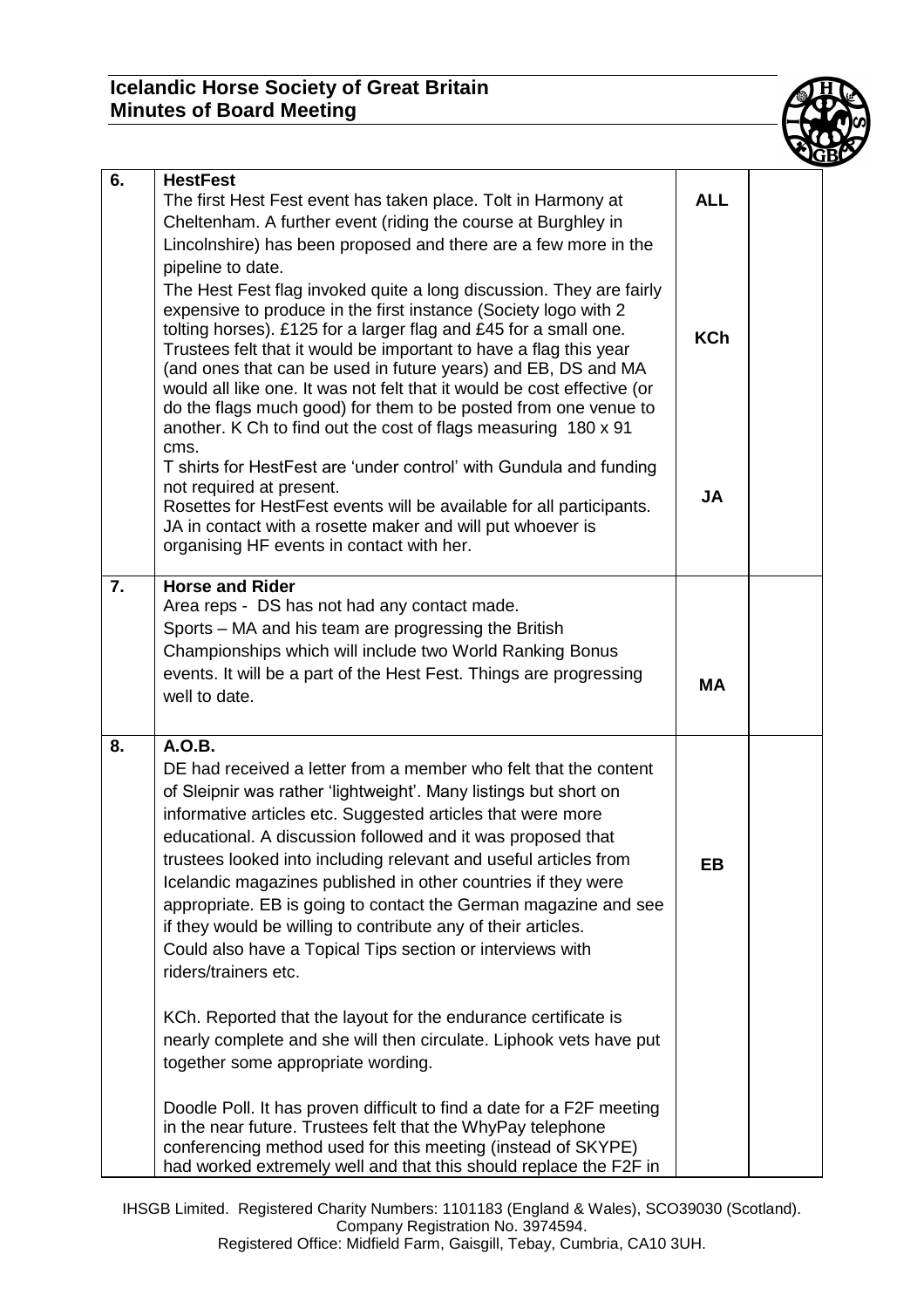| | | | |
|---|---|---|---|
| 6. | **HestFest**<br>The first Hest Fest event has taken place. Tolt in Harmony at Cheltenham. A further event (riding the course at Burghley in Lincolnshire) has been proposed and there are a few more in the pipeline to date.<br>The Hest Fest flag invoked quite a long discussion. They are fairly expensive to produce in the first instance (Society logo with 2 tolting horses). £125 for a larger flag and £45 for a small one. Trustees felt that it would be important to have a flag this year (and ones that can be used in future years) and EB, DS and MA would all like one. It was not felt that it would be cost effective (or do the flags much good) for them to be posted from one venue to another. K Ch to find out the cost of flags measuring 180 x 91 cms.<br>T shirts for HestFest are 'under control' with Gundula and funding not required at present.<br>Rosettes for HestFest events will be available for all participants. JA in contact with a rosette maker and will put whoever is organising HF events in contact with her. | **ALL**<br><br>**KCh**<br><br>**JA** | |
| 7. | **Horse and Rider**<br>Area reps - DS has not had any contact made.<br>Sports – MA and his team are progressing the British Championships which will include two World Ranking Bonus events. It will be a part of the Hest Fest. Things are progressing well to date. | **MA** | |
| 8. | **A.O.B.**<br>DE had received a letter from a member who felt that the content of Sleipnir was rather 'lightweight'. Many listings but short on informative articles etc. Suggested articles that were more educational. A discussion followed and it was proposed that trustees looked into including relevant and useful articles from Icelandic magazines published in other countries if they were appropriate. EB is going to contact the German magazine and see if they would be willing to contribute any of their articles.<br>Could also have a Topical Tips section or interviews with riders/trainers etc.<br><br>KCh. Reported that the layout for the endurance certificate is nearly complete and she will then circulate. Liphook vets have put together some appropriate wording.<br><br>Doodle Poll. It has proven difficult to find a date for a F2F meeting in the near future. Trustees felt that the WhyPay telephone conferencing method used for this meeting (instead of SKYPE) had worked extremely well and that this should replace the F2F in | **EB** | |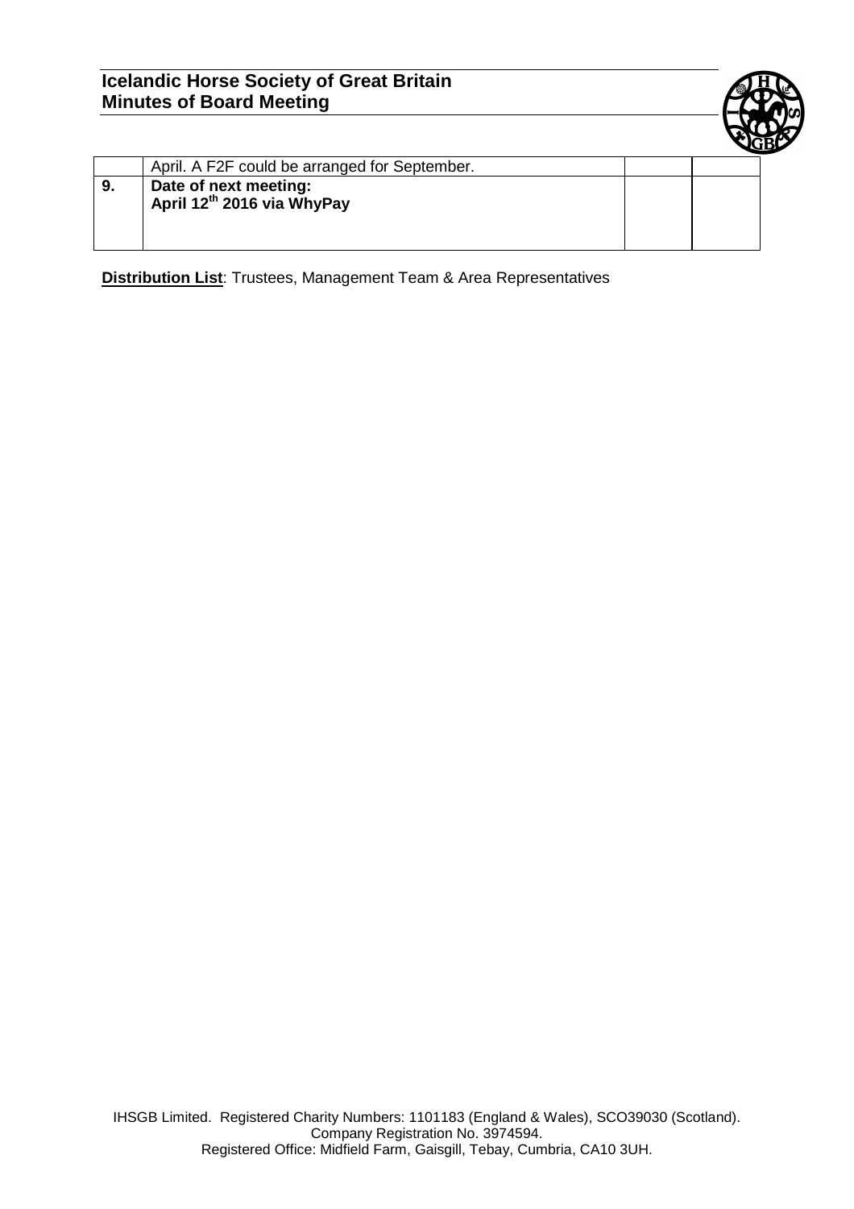| | | | |
|---|---|---|---|
| | April. A F2F could be arranged for September. | | |
| **9.** | **Date of next meeting:**<br>**April 12th 2016 via WhyPay** | | |

**Distribution List**: Trustees, Management Team & Area Representatives

IHSGB Limited. Registered Charity Numbers: 1101183 (England & Wales), SCO39030 (Scotland).
Company Registration No. 3974594.
Registered Office: Midfield Farm, Gaisgill, Tebay, Cumbria, CA10 3UH.